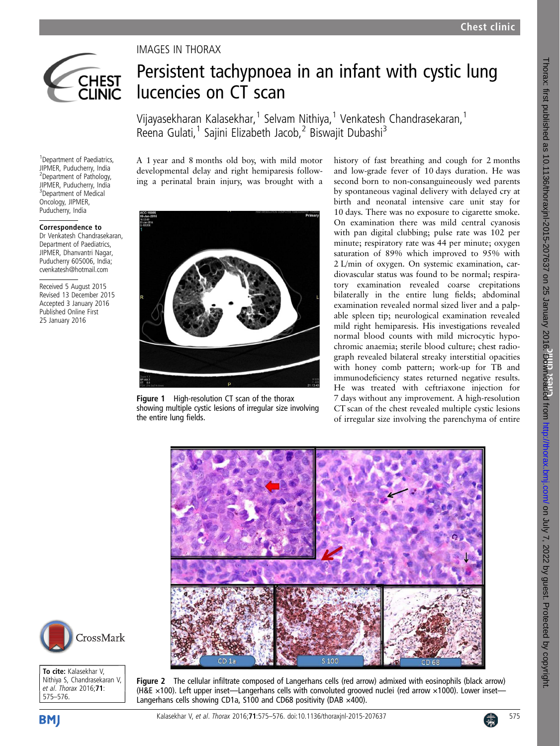IMAGES IN THORAX

# Persistent tachypnoea in an infant with cystic lung lucencies on CT scan

Vijayasekharan Kalasekhar,[1] Selvam Nithiya,[1] Venkatesh Chandrasekaran,[1] Reena Gulati,[1] Sajini Elizabeth Jacob,[2] Biswajit Dubashi[3]

[1]Department of Paediatrics, JIPMER, Puducherry, India
[2]Department of Pathology, JIPMER, Puducherry, India
[3]Department of Medical Oncology, JIPMER, Puducherry, India

**Correspondence to**
Dr Venkatesh Chandrasekaran, Department of Paediatrics, JIPMER, Dhanvantri Nagar, Puducherry 605006, India; cvenkatesh@hotmail.com

Received 5 August 2015
Revised 13 December 2015
Accepted 3 January 2016
Published Online First 25 January 2016

**To cite:** Kalasekhar V, Nithiya S, Chandrasekaran V, *et al. Thorax* 2016;**71**: 575–576.

A 1 year and 8 months old boy, with mild motor developmental delay and right hemiparesis following a perinatal brain injury, was brought with a history of fast breathing and cough for 2 months and low-grade fever of 10 days duration. He was second born to non-consanguineously wed parents by spontaneous vaginal delivery with delayed cry at birth and neonatal intensive care unit stay for 10 days. There was no exposure to cigarette smoke. On examination there was mild central cyanosis with pan digital clubbing; pulse rate was 102 per minute; respiratory rate was 44 per minute; oxygen saturation of 89% which improved to 95% with 2 L/min of oxygen. On systemic examination, cardiovascular status was found to be normal; respiratory examination revealed coarse crepitations bilaterally in the entire lung fields; abdominal examination revealed normal sized liver and a palpable spleen tip; neurological examination revealed mild right hemiparesis. His investigations revealed normal blood counts with mild microcytic hypochromic anaemia; sterile blood culture; chest radiograph revealed bilateral streaky interstitial opacities with honey comb pattern; work-up for TB and immunodeficiency states returned negative results. He was treated with ceftriaxone injection for 7 days without any improvement. A high-resolution CT scan of the chest revealed multiple cystic lesions of irregular size involving the parenchyma of entire

**Figure 1** High-resolution CT scan of the thorax showing multiple cystic lesions of irregular size involving the entire lung fields.

**Figure 2** The cellular infiltrate composed of Langerhans cells (red arrow) admixed with eosinophils (black arrow) (H&E ×100). Left upper inset—Langerhans cells with convoluted grooved nuclei (red arrow ×1000). Lower inset—Langerhans cells showing CD1a, S100 and CD68 positivity (DAB ×400).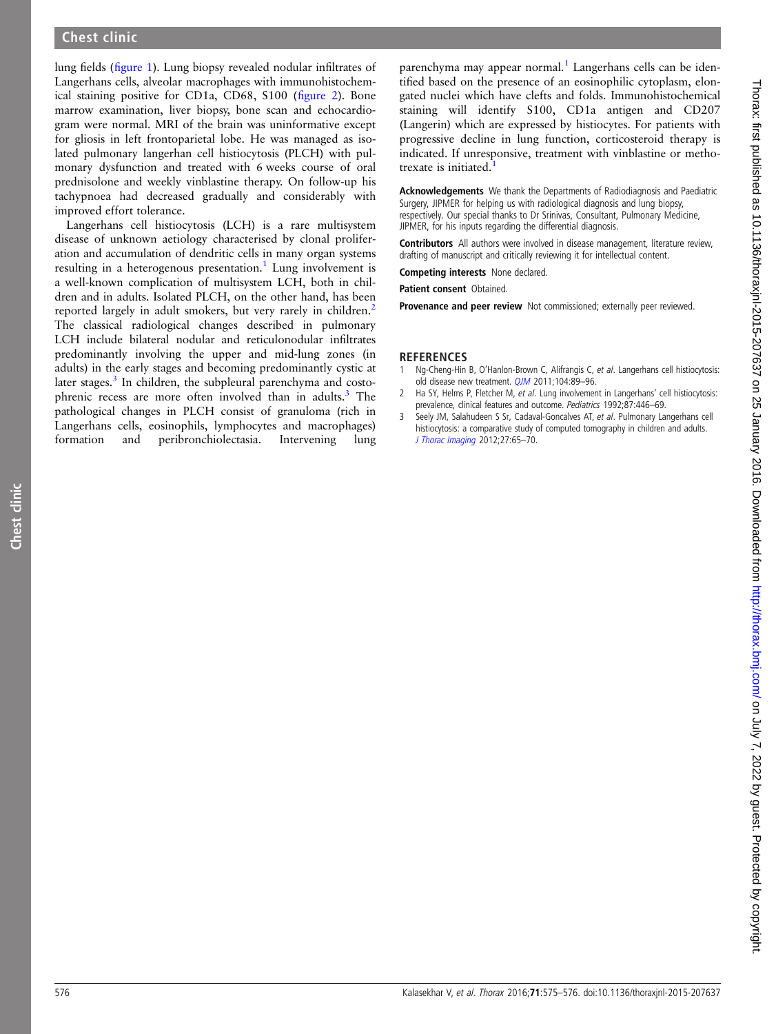lung fields (figure 1). Lung biopsy revealed nodular infiltrates of Langerhans cells, alveolar macrophages with immunohistochemical staining positive for CD1a, CD68, S100 (figure 2). Bone marrow examination, liver biopsy, bone scan and echocardiogram were normal. MRI of the brain was uninformative except for gliosis in left frontoparietal lobe. He was managed as isolated pulmonary langerhan cell histiocytosis (PLCH) with pulmonary dysfunction and treated with 6 weeks course of oral prednisolone and weekly vinblastine therapy. On follow-up his tachypnoea had decreased gradually and considerably with improved effort tolerance.

Langerhans cell histiocytosis (LCH) is a rare multisystem disease of unknown aetiology characterised by clonal proliferation and accumulation of dendritic cells in many organ systems resulting in a heterogenous presentation.[1] Lung involvement is a well-known complication of multisystem LCH, both in children and in adults. Isolated PLCH, on the other hand, has been reported largely in adult smokers, but very rarely in children.[2] The classical radiological changes described in pulmonary LCH include bilateral nodular and reticulonodular infiltrates predominantly involving the upper and mid-lung zones (in adults) in the early stages and becoming predominantly cystic at later stages.[3] In children, the subpleural parenchyma and costophrenic recess are more often involved than in adults.[3] The pathological changes in PLCH consist of granuloma (rich in Langerhans cells, eosinophils, lymphocytes and macrophages) formation and peribronchiolectasia. Intervening lung parenchyma may appear normal.[1] Langerhans cells can be identified based on the presence of an eosinophilic cytoplasm, elongated nuclei which have clefts and folds. Immunohistochemical staining will identify S100, CD1a antigen and CD207 (Langerin) which are expressed by histiocytes. For patients with progressive decline in lung function, corticosteroid therapy is indicated. If unresponsive, treatment with vinblastine or methotrexate is initiated.[1]

**Acknowledgements** We thank the Departments of Radiodiagnosis and Paediatric Surgery, JIPMER for helping us with radiological diagnosis and lung biopsy, respectively. Our special thanks to Dr Srinivas, Consultant, Pulmonary Medicine, JIPMER, for his inputs regarding the differential diagnosis.

**Contributors** All authors were involved in disease management, literature review, drafting of manuscript and critically reviewing it for intellectual content.

**Competing interests** None declared.

**Patient consent** Obtained.

**Provenance and peer review** Not commissioned; externally peer reviewed.

## REFERENCES

1. Ng-Cheng-Hin B, O'Hanlon-Brown C, Alifrangis C, *et al*. Langerhans cell histiocytosis: old disease new treatment. *QJM* 2011;104:89–96.
2. Ha SY, Helms P, Fletcher M, *et al*. Lung involvement in Langerhans' cell histiocytosis: prevalence, clinical features and outcome. *Pediatrics* 1992;87:446–69.
3. Seely JM, Salahudeen S Sr, Cadaval-Goncalves AT, *et al*. Pulmonary Langerhans cell histiocytosis: a comparative study of computed tomography in children and adults. *J Thorac Imaging* 2012;27:65–70.